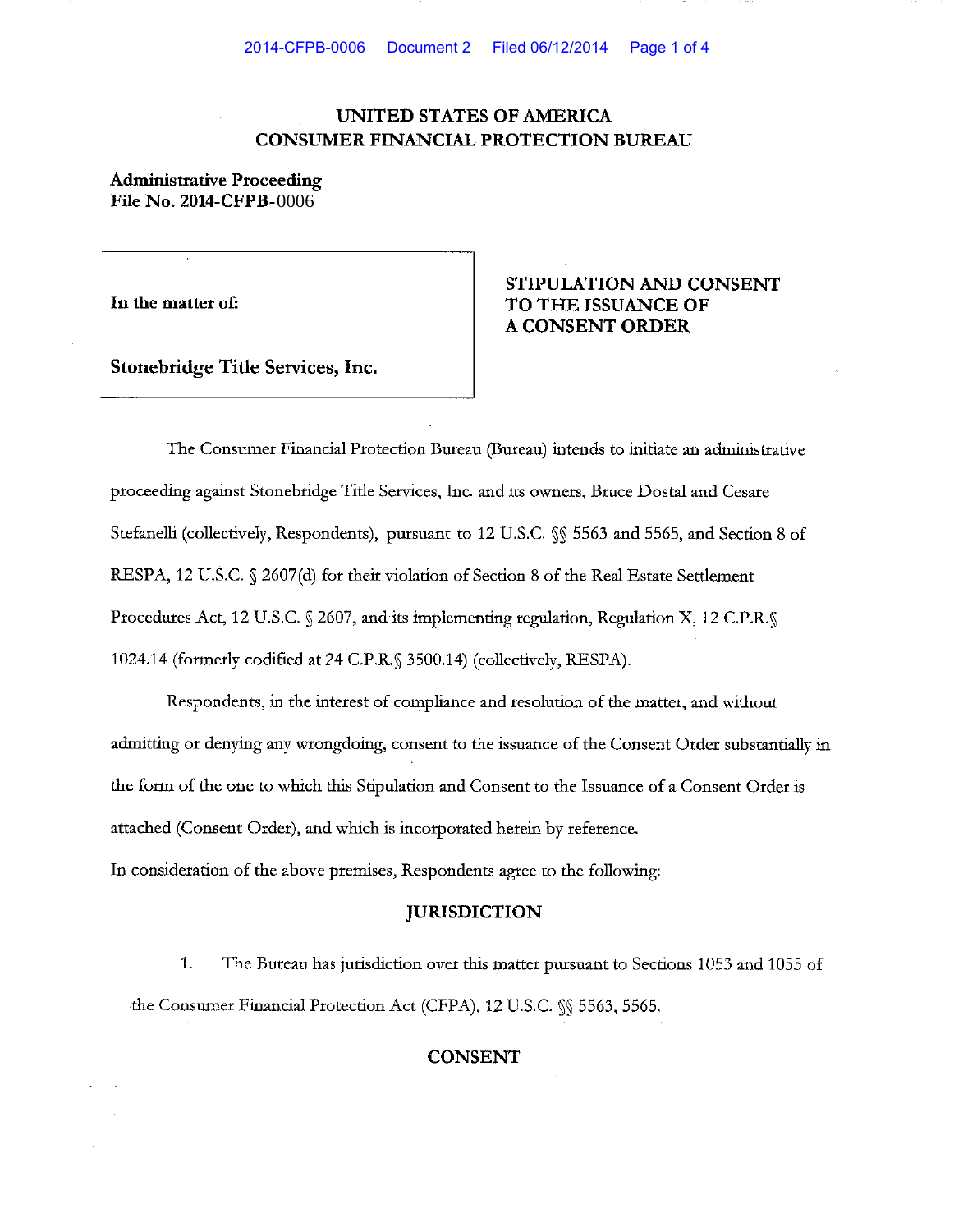# UNITED STATES OF AMERICA
# CONSUMER FINANCIAL PROTECTION BUREAU

**Administrative Proceeding**
**File No. 2014-CFPB-0006**

| | |
|---|---|
| **In the matter of:**<br><br>**Stonebridge Title Services, Inc.** | **STIPULATION AND CONSENT TO THE ISSUANCE OF A CONSENT ORDER** |

The Consumer Financial Protection Bureau (Bureau) intends to initiate an administrative proceeding against Stonebridge Title Services, Inc. and its owners, Bruce Dostal and Cesare Stefanelli (collectively, Respondents), pursuant to 12 U.S.C. §§ 5563 and 5565, and Section 8 of RESPA, 12 U.S.C. § 2607(d) for their violation of Section 8 of the Real Estate Settlement Procedures Act, 12 U.S.C. § 2607, and its implementing regulation, Regulation X, 12 C.F.R.§ 1024.14 (formerly codified at 24 C.F.R.§ 3500.14) (collectively, RESPA).

Respondents, in the interest of compliance and resolution of the matter, and without admitting or denying any wrongdoing, consent to the issuance of the Consent Order substantially in the form of the one to which this Stipulation and Consent to the Issuance of a Consent Order is attached (Consent Order), and which is incorporated herein by reference.

In consideration of the above premises, Respondents agree to the following:

## JURISDICTION

1. The Bureau has jurisdiction over this matter pursuant to Sections 1053 and 1055 of the Consumer Financial Protection Act (CFPA), 12 U.S.C. §§ 5563, 5565.

## CONSENT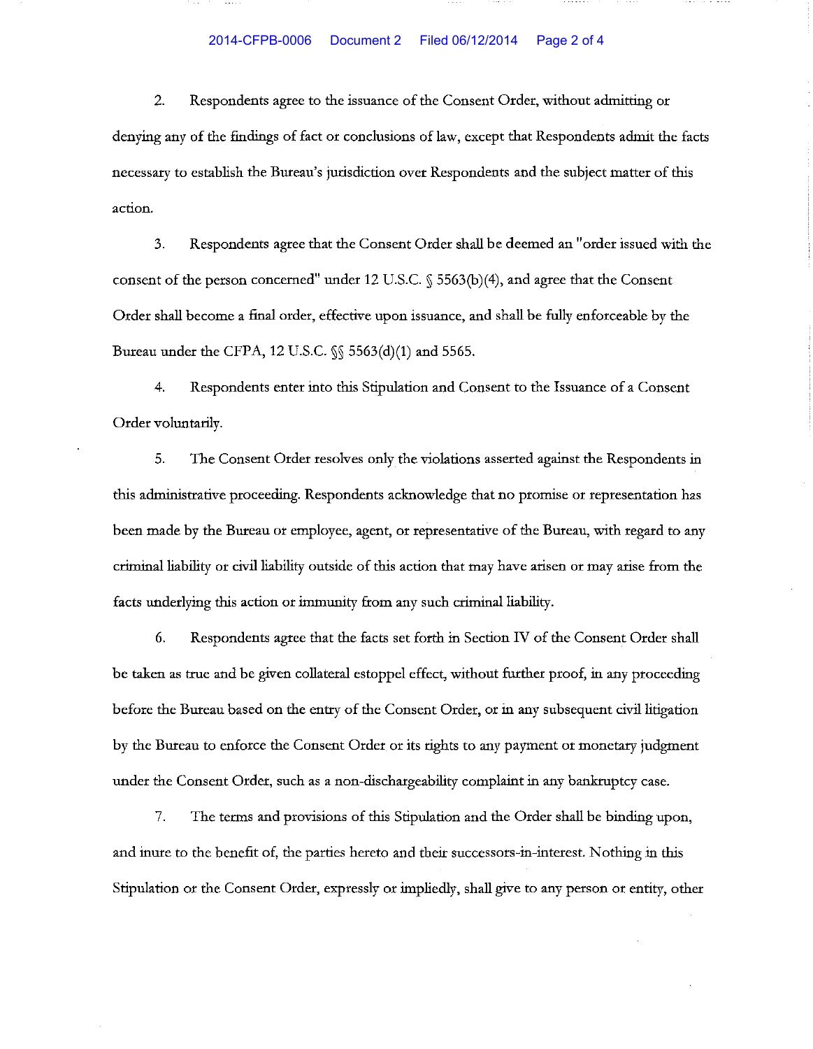2. Respondents agree to the issuance of the Consent Order, without admitting or denying any of the findings of fact or conclusions of law, except that Respondents admit the facts necessary to establish the Bureau's jurisdiction over Respondents and the subject matter of this action.

3. Respondents agree that the Consent Order shall be deemed an "order issued with the consent of the person concerned" under 12 U.S.C. § 5563(b)(4), and agree that the Consent Order shall become a final order, effective upon issuance, and shall be fully enforceable by the Bureau under the CFPA, 12 U.S.C. §§ 5563(d)(1) and 5565.

4. Respondents enter into this Stipulation and Consent to the Issuance of a Consent Order voluntarily.

5. The Consent Order resolves only the violations asserted against the Respondents in this administrative proceeding. Respondents acknowledge that no promise or representation has been made by the Bureau or employee, agent, or representative of the Bureau, with regard to any criminal liability or civil liability outside of this action that may have arisen or may arise from the facts underlying this action or immunity from any such criminal liability.

6. Respondents agree that the facts set forth in Section IV of the Consent Order shall be taken as true and be given collateral estoppel effect, without further proof, in any proceeding before the Bureau based on the entry of the Consent Order, or in any subsequent civil litigation by the Bureau to enforce the Consent Order or its rights to any payment or monetary judgment under the Consent Order, such as a non-dischargeability complaint in any bankruptcy case.

7. The terms and provisions of this Stipulation and the Order shall be binding upon, and inure to the benefit of, the parties hereto and their successors-in-interest. Nothing in this Stipulation or the Consent Order, expressly or impliedly, shall give to any person or entity, other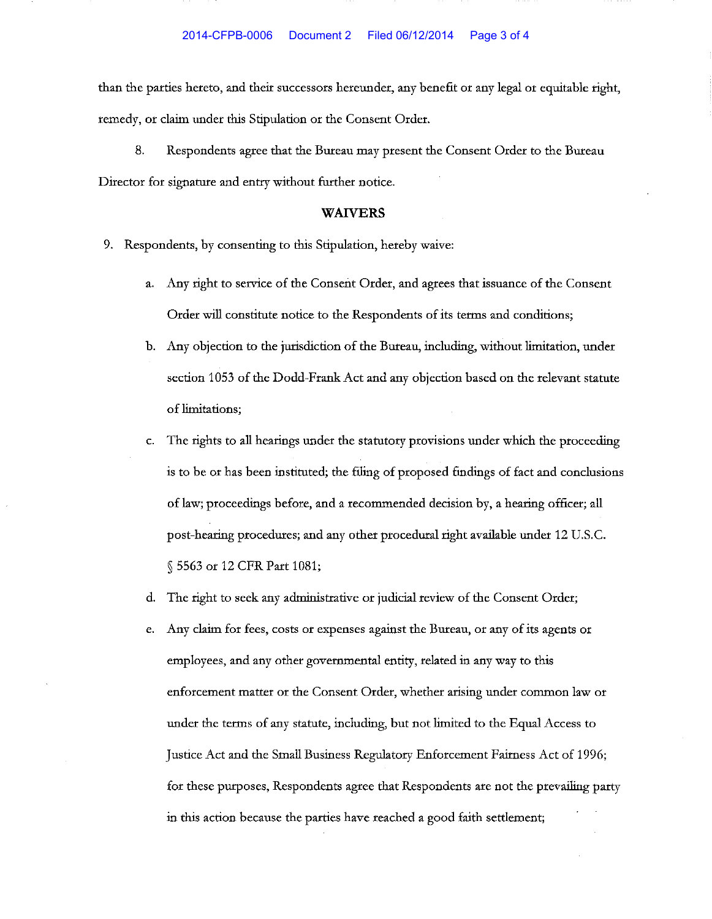than the parties hereto, and their successors hereunder, any benefit or any legal or equitable right, remedy, or claim under this Stipulation or the Consent Order.

8. Respondents agree that the Bureau may present the Consent Order to the Bureau Director for signature and entry without further notice.

## WAIVERS

9. Respondents, by consenting to this Stipulation, hereby waive:

   a. Any right to service of the Consent Order, and agrees that issuance of the Consent Order will constitute notice to the Respondents of its terms and conditions;

   b. Any objection to the jurisdiction of the Bureau, including, without limitation, under section 1053 of the Dodd-Frank Act and any objection based on the relevant statute of limitations;

   c. The rights to all hearings under the statutory provisions under which the proceeding is to be or has been instituted; the filing of proposed findings of fact and conclusions of law; proceedings before, and a recommended decision by, a hearing officer; all post-hearing procedures; and any other procedural right available under 12 U.S.C. § 5563 or 12 CFR Part 1081;

   d. The right to seek any administrative or judicial review of the Consent Order;

   e. Any claim for fees, costs or expenses against the Bureau, or any of its agents or employees, and any other governmental entity, related in any way to this enforcement matter or the Consent Order, whether arising under common law or under the terms of any statute, including, but not limited to the Equal Access to Justice Act and the Small Business Regulatory Enforcement Fairness Act of 1996; for these purposes, Respondents agree that Respondents are not the prevailing party in this action because the parties have reached a good faith settlement;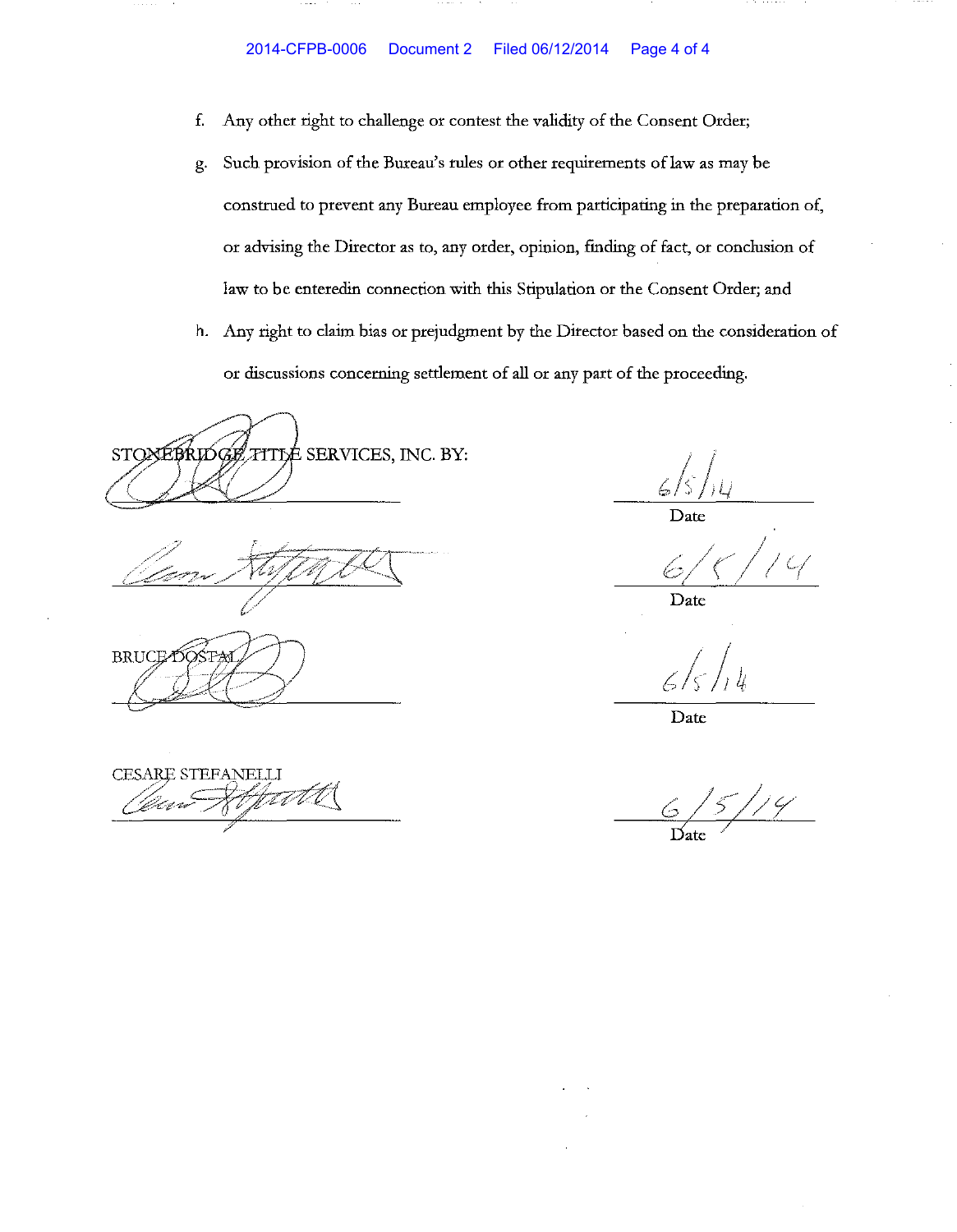f. Any other right to challenge or contest the validity of the Consent Order;

g. Such provision of the Bureau's rules or other requirements of law as may be construed to prevent any Bureau employee from participating in the preparation of, or advising the Director as to, any order, opinion, finding of fact, or conclusion of law to be enteredin connection with this Stipulation or the Consent Order; and

h. Any right to claim bias or prejudgment by the Director based on the consideration of or discussions concerning settlement of all or any part of the proceeding.

STONEBRIDGE TITLE SERVICES, INC. BY:

_______________________ 6/5/14
Date

_______________________ 6/5/14
Date

BRUCE DOSTAL

_______________________ 6/5/14
Date

CESARE STEFANELLI

_______________________ 6/5/14
Date